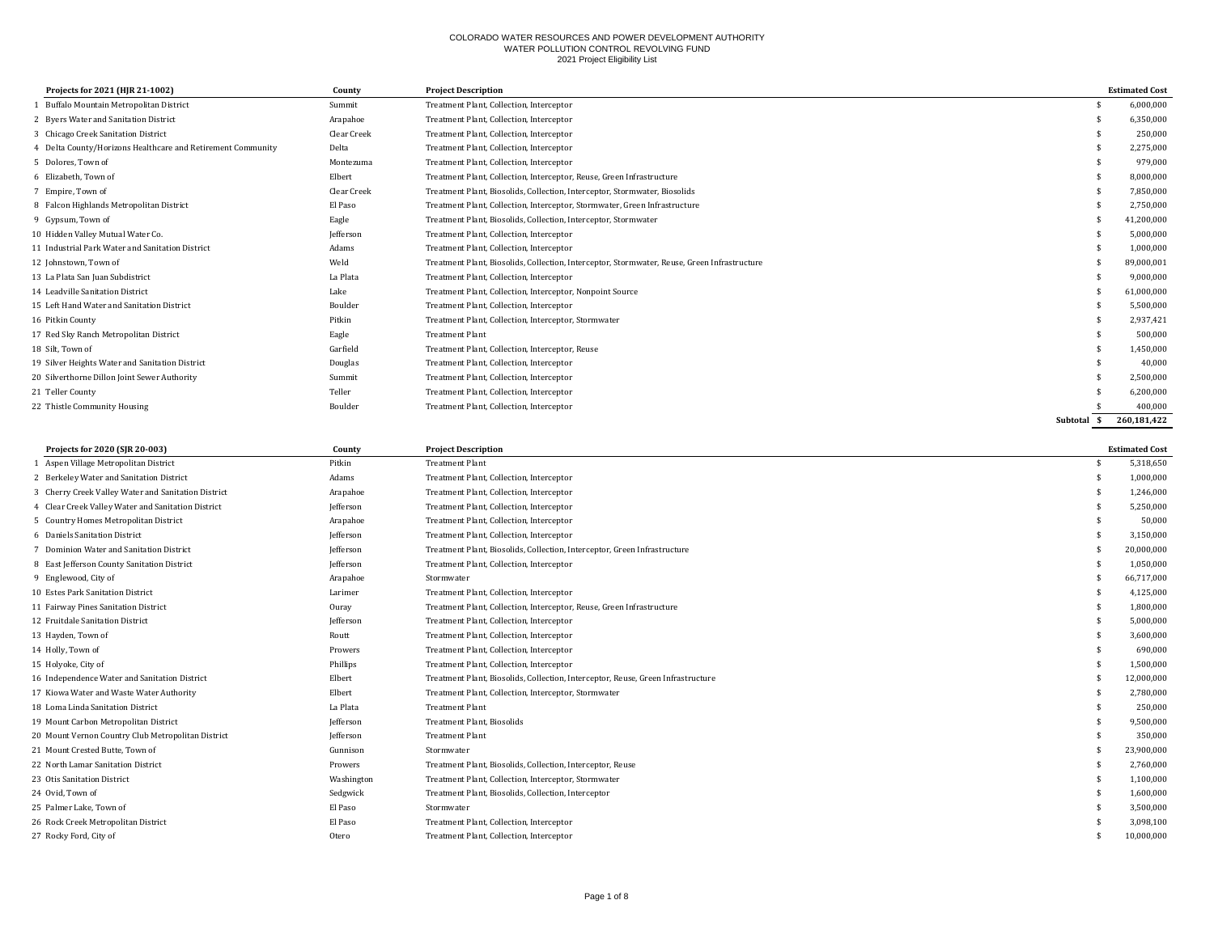COLORADO WATER RESOURCES AND POWER DEVELOPMENT AUTHORITY
WATER POLLUTION CONTROL REVOLVING FUND
2021 Project Eligibility List

| | Projects for 2021 (HJR 21-1002) | County | Project Description | Estimated Cost |
|---|---|---|---|---|
| 1 | Buffalo Mountain Metropolitan District | Summit | Treatment Plant, Collection, Interceptor | $ 6,000,000 |
| 2 | Byers Water and Sanitation District | Arapahoe | Treatment Plant, Collection, Interceptor | $ 6,350,000 |
| 3 | Chicago Creek Sanitation District | Clear Creek | Treatment Plant, Collection, Interceptor | $ 250,000 |
| 4 | Delta County/Horizons Healthcare and Retirement Community | Delta | Treatment Plant, Collection, Interceptor | $ 2,275,000 |
| 5 | Dolores, Town of | Montezuma | Treatment Plant, Collection, Interceptor | $ 979,000 |
| 6 | Elizabeth, Town of | Elbert | Treatment Plant, Collection, Interceptor, Reuse, Green Infrastructure | $ 8,000,000 |
| 7 | Empire, Town of | Clear Creek | Treatment Plant, Biosolids, Collection, Interceptor, Stormwater, Biosolids | $ 7,850,000 |
| 8 | Falcon Highlands Metropolitan District | El Paso | Treatment Plant, Collection, Interceptor, Stormwater, Green Infrastructure | $ 2,750,000 |
| 9 | Gypsum, Town of | Eagle | Treatment Plant, Biosolids, Collection, Interceptor, Stormwater | $ 41,200,000 |
| 10 | Hidden Valley Mutual Water Co. | Jefferson | Treatment Plant, Collection, Interceptor | $ 5,000,000 |
| 11 | Industrial Park Water and Sanitation District | Adams | Treatment Plant, Collection, Interceptor | $ 1,000,000 |
| 12 | Johnstown, Town of | Weld | Treatment Plant, Biosolids, Collection, Interceptor, Stormwater, Reuse, Green Infrastructure | $ 89,000,001 |
| 13 | La Plata San Juan Subdistrict | La Plata | Treatment Plant, Collection, Interceptor | $ 9,000,000 |
| 14 | Leadville Sanitation District | Lake | Treatment Plant, Collection, Interceptor, Nonpoint Source | $ 61,000,000 |
| 15 | Left Hand Water and Sanitation District | Boulder | Treatment Plant, Collection, Interceptor | $ 5,500,000 |
| 16 | Pitkin County | Pitkin | Treatment Plant, Collection, Interceptor, Stormwater | $ 2,937,421 |
| 17 | Red Sky Ranch Metropolitan District | Eagle | Treatment Plant | $ 500,000 |
| 18 | Silt, Town of | Garfield | Treatment Plant, Collection, Interceptor, Reuse | $ 1,450,000 |
| 19 | Silver Heights Water and Sanitation District | Douglas | Treatment Plant, Collection, Interceptor | $ 40,000 |
| 20 | Silverthorne Dillon Joint Sewer Authority | Summit | Treatment Plant, Collection, Interceptor | $ 2,500,000 |
| 21 | Teller County | Teller | Treatment Plant, Collection, Interceptor | $ 6,200,000 |
| 22 | Thistle Community Housing | Boulder | Treatment Plant, Collection, Interceptor | $ 400,000 |
| | | | **Subtotal** | **$ 260,181,422** |

| | Projects for 2020 (SJR 20-003) | County | Project Description | Estimated Cost |
|---|---|---|---|---|
| 1 | Aspen Village Metropolitan District | Pitkin | Treatment Plant | $ 5,318,650 |
| 2 | Berkeley Water and Sanitation District | Adams | Treatment Plant, Collection, Interceptor | $ 1,000,000 |
| 3 | Cherry Creek Valley Water and Sanitation District | Arapahoe | Treatment Plant, Collection, Interceptor | $ 1,246,000 |
| 4 | Clear Creek Valley Water and Sanitation District | Jefferson | Treatment Plant, Collection, Interceptor | $ 5,250,000 |
| 5 | Country Homes Metropolitan District | Arapahoe | Treatment Plant, Collection, Interceptor | $ 50,000 |
| 6 | Daniels Sanitation District | Jefferson | Treatment Plant, Collection, Interceptor | $ 3,150,000 |
| 7 | Dominion Water and Sanitation District | Jefferson | Treatment Plant, Biosolids, Collection, Interceptor, Green Infrastructure | $ 20,000,000 |
| 8 | East Jefferson County Sanitation District | Jefferson | Treatment Plant, Collection, Interceptor | $ 1,050,000 |
| 9 | Englewood, City of | Arapahoe | Stormwater | $ 66,717,000 |
| 10 | Estes Park Sanitation District | Larimer | Treatment Plant, Collection, Interceptor | $ 4,125,000 |
| 11 | Fairway Pines Sanitation District | Ouray | Treatment Plant, Collection, Interceptor, Reuse, Green Infrastructure | $ 1,800,000 |
| 12 | Fruitdale Sanitation District | Jefferson | Treatment Plant, Collection, Interceptor | $ 5,000,000 |
| 13 | Hayden, Town of | Routt | Treatment Plant, Collection, Interceptor | $ 3,600,000 |
| 14 | Holly, Town of | Prowers | Treatment Plant, Collection, Interceptor | $ 690,000 |
| 15 | Holyoke, City of | Phillips | Treatment Plant, Collection, Interceptor | $ 1,500,000 |
| 16 | Independence Water and Sanitation District | Elbert | Treatment Plant, Biosolids, Collection, Interceptor, Reuse, Green Infrastructure | $ 12,000,000 |
| 17 | Kiowa Water and Waste Water Authority | Elbert | Treatment Plant, Collection, Interceptor, Stormwater | $ 2,780,000 |
| 18 | Loma Linda Sanitation District | La Plata | Treatment Plant | $ 250,000 |
| 19 | Mount Carbon Metropolitan District | Jefferson | Treatment Plant, Biosolids | $ 9,500,000 |
| 20 | Mount Vernon Country Club Metropolitan District | Jefferson | Treatment Plant | $ 350,000 |
| 21 | Mount Crested Butte, Town of | Gunnison | Stormwater | $ 23,900,000 |
| 22 | North Lamar Sanitation District | Prowers | Treatment Plant, Biosolids, Collection, Interceptor, Reuse | $ 2,760,000 |
| 23 | Otis Sanitation District | Washington | Treatment Plant, Collection, Interceptor, Stormwater | $ 1,100,000 |
| 24 | Ovid, Town of | Sedgwick | Treatment Plant, Biosolids, Collection, Interceptor | $ 1,600,000 |
| 25 | Palmer Lake, Town of | El Paso | Stormwater | $ 3,500,000 |
| 26 | Rock Creek Metropolitan District | El Paso | Treatment Plant, Collection, Interceptor | $ 3,098,100 |
| 27 | Rocky Ford, City of | Otero | Treatment Plant, Collection, Interceptor | $ 10,000,000 |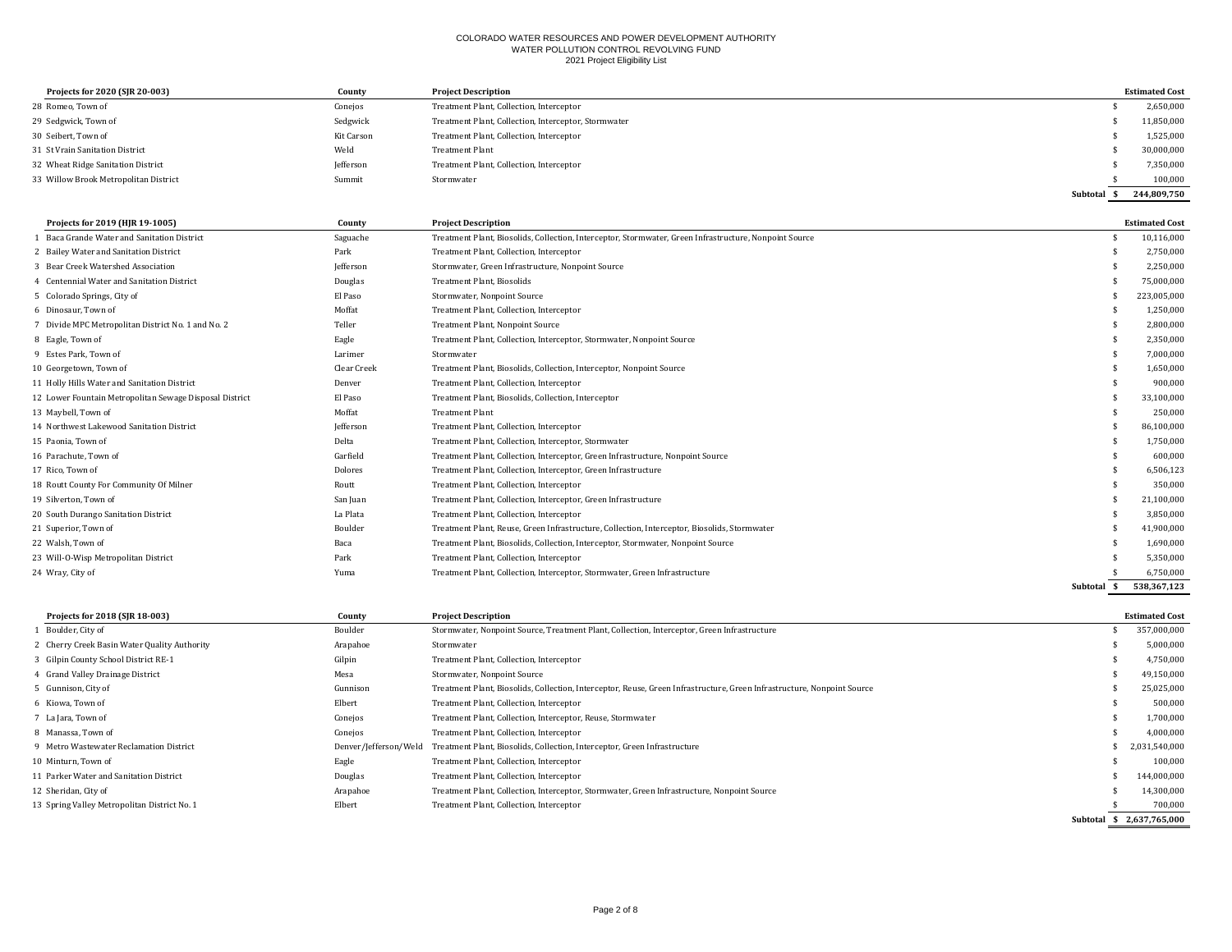COLORADO WATER RESOURCES AND POWER DEVELOPMENT AUTHORITY
WATER POLLUTION CONTROL REVOLVING FUND
2021 Project Eligibility List

| | Projects for 2020 (SJR 20-003) | County | Project Description | Estimated Cost |
|---|---|---|---|---|
| 28 | Romeo, Town of | Conejos | Treatment Plant, Collection, Interceptor | $ 2,650,000 |
| 29 | Sedgwick, Town of | Sedgwick | Treatment Plant, Collection, Interceptor, Stormwater | $ 11,850,000 |
| 30 | Seibert, Town of | Kit Carson | Treatment Plant, Collection, Interceptor | $ 1,525,000 |
| 31 | St Vrain Sanitation District | Weld | Treatment Plant | $ 30,000,000 |
| 32 | Wheat Ridge Sanitation District | Jefferson | Treatment Plant, Collection, Interceptor | $ 7,350,000 |
| 33 | Willow Brook Metropolitan District | Summit | Stormwater | $ 100,000 |
| | | | Subtotal | $ 244,809,750 |

| | Projects for 2019 (HJR 19-1005) | County | Project Description | Estimated Cost |
|---|---|---|---|---|
| 1 | Baca Grande Water and Sanitation District | Saguache | Treatment Plant, Biosolids, Collection, Interceptor, Stormwater, Green Infrastructure, Nonpoint Source | $ 10,116,000 |
| 2 | Bailey Water and Sanitation District | Park | Treatment Plant, Collection, Interceptor | $ 2,750,000 |
| 3 | Bear Creek Watershed Association | Jefferson | Stormwater, Green Infrastructure, Nonpoint Source | $ 2,250,000 |
| 4 | Centennial Water and Sanitation District | Douglas | Treatment Plant, Biosolids | $ 75,000,000 |
| 5 | Colorado Springs, City of | El Paso | Stormwater, Nonpoint Source | $ 223,005,000 |
| 6 | Dinosaur, Town of | Moffat | Treatment Plant, Collection, Interceptor | $ 1,250,000 |
| 7 | Divide MPC Metropolitan District No. 1 and No. 2 | Teller | Treatment Plant, Nonpoint Source | $ 2,800,000 |
| 8 | Eagle, Town of | Eagle | Treatment Plant, Collection, Interceptor, Stormwater, Nonpoint Source | $ 2,350,000 |
| 9 | Estes Park, Town of | Larimer | Stormwater | $ 7,000,000 |
| 10 | Georgetown, Town of | Clear Creek | Treatment Plant, Biosolids, Collection, Interceptor, Nonpoint Source | $ 1,650,000 |
| 11 | Holly Hills Water and Sanitation District | Denver | Treatment Plant, Collection, Interceptor | $ 900,000 |
| 12 | Lower Fountain Metropolitan Sewage Disposal District | El Paso | Treatment Plant, Biosolids, Collection, Interceptor | $ 33,100,000 |
| 13 | Maybell, Town of | Moffat | Treatment Plant | $ 250,000 |
| 14 | Northwest Lakewood Sanitation District | Jefferson | Treatment Plant, Collection, Interceptor | $ 86,100,000 |
| 15 | Paonia, Town of | Delta | Treatment Plant, Collection, Interceptor, Stormwater | $ 1,750,000 |
| 16 | Parachute, Town of | Garfield | Treatment Plant, Collection, Interceptor, Green Infrastructure, Nonpoint Source | $ 600,000 |
| 17 | Rico, Town of | Dolores | Treatment Plant, Collection, Interceptor, Green Infrastructure | $ 6,506,123 |
| 18 | Routt County For Community Of Milner | Routt | Treatment Plant, Collection, Interceptor | $ 350,000 |
| 19 | Silverton, Town of | San Juan | Treatment Plant, Collection, Interceptor, Green Infrastructure | $ 21,100,000 |
| 20 | South Durango Sanitation District | La Plata | Treatment Plant, Collection, Interceptor | $ 3,850,000 |
| 21 | Superior, Town of | Boulder | Treatment Plant, Reuse, Green Infrastructure, Collection, Interceptor, Biosolids, Stormwater | $ 41,900,000 |
| 22 | Walsh, Town of | Baca | Treatment Plant, Biosolids, Collection, Interceptor, Stormwater, Nonpoint Source | $ 1,690,000 |
| 23 | Will-O-Wisp Metropolitan District | Park | Treatment Plant, Collection, Interceptor | $ 5,350,000 |
| 24 | Wray, City of | Yuma | Treatment Plant, Collection, Interceptor, Stormwater, Green Infrastructure | $ 6,750,000 |
| | | | Subtotal | $ 538,367,123 |

| | Projects for 2018 (SJR 18-003) | County | Project Description | Estimated Cost |
|---|---|---|---|---|
| 1 | Boulder, City of | Boulder | Stormwater, Nonpoint Source, Treatment Plant, Collection, Interceptor, Green Infrastructure | $ 357,000,000 |
| 2 | Cherry Creek Basin Water Quality Authority | Arapahoe | Stormwater | $ 5,000,000 |
| 3 | Gilpin County School District RE-1 | Gilpin | Treatment Plant, Collection, Interceptor | $ 4,750,000 |
| 4 | Grand Valley Drainage District | Mesa | Stormwater, Nonpoint Source | $ 49,150,000 |
| 5 | Gunnison, City of | Gunnison | Treatment Plant, Biosolids, Collection, Interceptor, Reuse, Green Infrastructure, Green Infrastructure, Nonpoint Source | $ 25,025,000 |
| 6 | Kiowa, Town of | Elbert | Treatment Plant, Collection, Interceptor | $ 500,000 |
| 7 | La Jara, Town of | Conejos | Treatment Plant, Collection, Interceptor, Reuse, Stormwater | $ 1,700,000 |
| 8 | Manassa, Town of | Conejos | Treatment Plant, Collection, Interceptor | $ 4,000,000 |
| 9 | Metro Wastewater Reclamation District | Denver/Jefferson/Weld | Treatment Plant, Biosolids, Collection, Interceptor, Green Infrastructure | $ 2,031,540,000 |
| 10 | Minturn, Town of | Eagle | Treatment Plant, Collection, Interceptor | $ 100,000 |
| 11 | Parker Water and Sanitation District | Douglas | Treatment Plant, Collection, Interceptor | $ 144,000,000 |
| 12 | Sheridan, City of | Arapahoe | Treatment Plant, Collection, Interceptor, Stormwater, Green Infrastructure, Nonpoint Source | $ 14,300,000 |
| 13 | Spring Valley Metropolitan District No. 1 | Elbert | Treatment Plant, Collection, Interceptor | $ 700,000 |
| | | | Subtotal | $ 2,637,765,000 |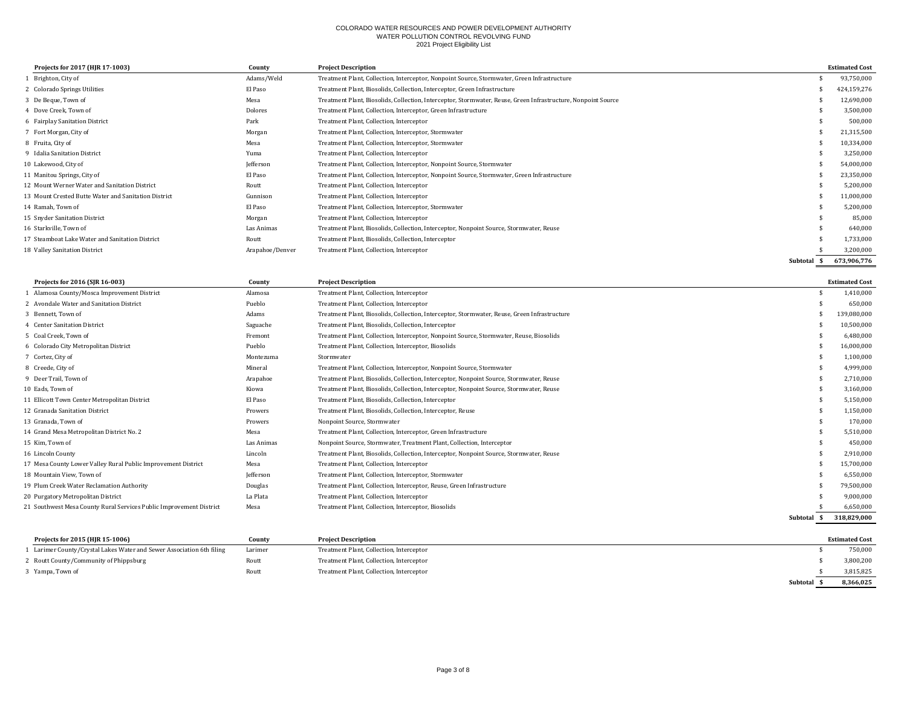COLORADO WATER RESOURCES AND POWER DEVELOPMENT AUTHORITY
WATER POLLUTION CONTROL REVOLVING FUND
2021 Project Eligibility List

| | Projects for 2017 (HJR 17-1003) | County | Project Description | Estimated Cost |
|---|---|---|---|---|
| 1 | Brighton, City of | Adams/Weld | Treatment Plant, Collection, Interceptor, Nonpoint Source, Stormwater, Green Infrastructure | $ 93,750,000 |
| 2 | Colorado Springs Utilities | El Paso | Treatment Plant, Biosolids, Collection, Interceptor, Green Infrastructure | $ 424,159,276 |
| 3 | De Beque, Town of | Mesa | Treatment Plant, Biosolids, Collection, Interceptor, Stormwater, Reuse, Green Infrastructure, Nonpoint Source | $ 12,690,000 |
| 4 | Dove Creek, Town of | Dolores | Treatment Plant, Collection, Interceptor, Green Infrastructure | $ 3,500,000 |
| 6 | Fairplay Sanitation District | Park | Treatment Plant, Collection, Interceptor | $ 500,000 |
| 7 | Fort Morgan, City of | Morgan | Treatment Plant, Collection, Interceptor, Stormwater | $ 21,315,500 |
| 8 | Fruita, City of | Mesa | Treatment Plant, Collection, Interceptor, Stormwater | $ 10,334,000 |
| 9 | Idalia Sanitation District | Yuma | Treatment Plant, Collection, Interceptor | $ 3,250,000 |
| 10 | Lakewood, City of | Jefferson | Treatment Plant, Collection, Interceptor, Nonpoint Source, Stormwater | $ 54,000,000 |
| 11 | Manitou Springs, City of | El Paso | Treatment Plant, Collection, Interceptor, Nonpoint Source, Stormwater, Green Infrastructure | $ 23,350,000 |
| 12 | Mount Werner Water and Sanitation District | Routt | Treatment Plant, Collection, Interceptor | $ 5,200,000 |
| 13 | Mount Crested Butte Water and Sanitation District | Gunnison | Treatment Plant, Collection, Interceptor | $ 11,000,000 |
| 14 | Ramah, Town of | El Paso | Treatment Plant, Collection, Interceptor, Stormwater | $ 5,200,000 |
| 15 | Snyder Sanitation District | Morgan | Treatment Plant, Collection, Interceptor | $ 85,000 |
| 16 | Starkville, Town of | Las Animas | Treatment Plant, Biosolids, Collection, Interceptor, Nonpoint Source, Stormwater, Reuse | $ 640,000 |
| 17 | Steamboat Lake Water and Sanitation District | Routt | Treatment Plant, Biosolids, Collection, Interceptor | $ 1,733,000 |
| 18 | Valley Sanitation District | Arapahoe/Denver | Treatment Plant, Collection, Interceptor | $ 3,200,000 |
| | | | Subtotal | $ 673,906,776 |

| | Projects for 2016 (SJR 16-003) | County | Project Description | Estimated Cost |
|---|---|---|---|---|
| 1 | Alamosa County/Mosca Improvement District | Alamosa | Treatment Plant, Collection, Interceptor | $ 1,410,000 |
| 2 | Avondale Water and Sanitation District | Pueblo | Treatment Plant, Collection, Interceptor | $ 650,000 |
| 3 | Bennett, Town of | Adams | Treatment Plant, Biosolids, Collection, Interceptor, Stormwater, Reuse, Green Infrastructure | $ 139,080,000 |
| 4 | Center Sanitation District | Saguache | Treatment Plant, Biosolids, Collection, Interceptor | $ 10,500,000 |
| 5 | Coal Creek, Town of | Fremont | Treatment Plant, Collection, Interceptor, Nonpoint Source, Stormwater, Reuse, Biosolids | $ 6,480,000 |
| 6 | Colorado City Metropolitan District | Pueblo | Treatment Plant, Collection, Interceptor, Biosolids | $ 16,000,000 |
| 7 | Cortez, City of | Montezuma | Stormwater | $ 1,100,000 |
| 8 | Creede, City of | Mineral | Treatment Plant, Collection, Interceptor, Nonpoint Source, Stormwater | $ 4,999,000 |
| 9 | Deer Trail, Town of | Arapahoe | Treatment Plant, Biosolids, Collection, Interceptor, Nonpoint Source, Stormwater, Reuse | $ 2,710,000 |
| 10 | Eads, Town of | Kiowa | Treatment Plant, Biosolids, Collection, Interceptor, Nonpoint Source, Stormwater, Reuse | $ 3,160,000 |
| 11 | Ellicott Town Center Metropolitan District | El Paso | Treatment Plant, Biosolids, Collection, Interceptor | $ 5,150,000 |
| 12 | Granada Sanitation District | Prowers | Treatment Plant, Biosolids, Collection, Interceptor, Reuse | $ 1,150,000 |
| 13 | Granada, Town of | Prowers | Nonpoint Source, Stormwater | $ 170,000 |
| 14 | Grand Mesa Metropolitan District No. 2 | Mesa | Treatment Plant, Collection, Interceptor, Green Infrastructure | $ 5,510,000 |
| 15 | Kim, Town of | Las Animas | Nonpoint Source, Stormwater, Treatment Plant, Collection, Interceptor | $ 450,000 |
| 16 | Lincoln County | Lincoln | Treatment Plant, Biosolids, Collection, Interceptor, Nonpoint Source, Stormwater, Reuse | $ 2,910,000 |
| 17 | Mesa County Lower Valley Rural Public Improvement District | Mesa | Treatment Plant, Collection, Interceptor | $ 15,700,000 |
| 18 | Mountain View, Town of | Jefferson | Treatment Plant, Collection, Interceptor, Stormwater | $ 6,550,000 |
| 19 | Plum Creek Water Reclamation Authority | Douglas | Treatment Plant, Collection, Interceptor, Reuse, Green Infrastructure | $ 79,500,000 |
| 20 | Purgatory Metropolitan District | La Plata | Treatment Plant, Collection, Interceptor | $ 9,000,000 |
| 21 | Southwest Mesa County Rural Services Public Improvement District | Mesa | Treatment Plant, Collection, Interceptor, Biosolids | $ 6,650,000 |
| | | | Subtotal | $ 318,829,000 |

| | Projects for 2015 (HJR 15-1006) | County | Project Description | Estimated Cost |
|---|---|---|---|---|
| 1 | Larimer County/Crystal Lakes Water and Sewer Association 6th filing | Larimer | Treatment Plant, Collection, Interceptor | $ 750,000 |
| 2 | Routt County/Community of Phippsburg | Routt | Treatment Plant, Collection, Interceptor | $ 3,800,200 |
| 3 | Yampa, Town of | Routt | Treatment Plant, Collection, Interceptor | $ 3,815,825 |
| | | | Subtotal | $ 8,366,025 |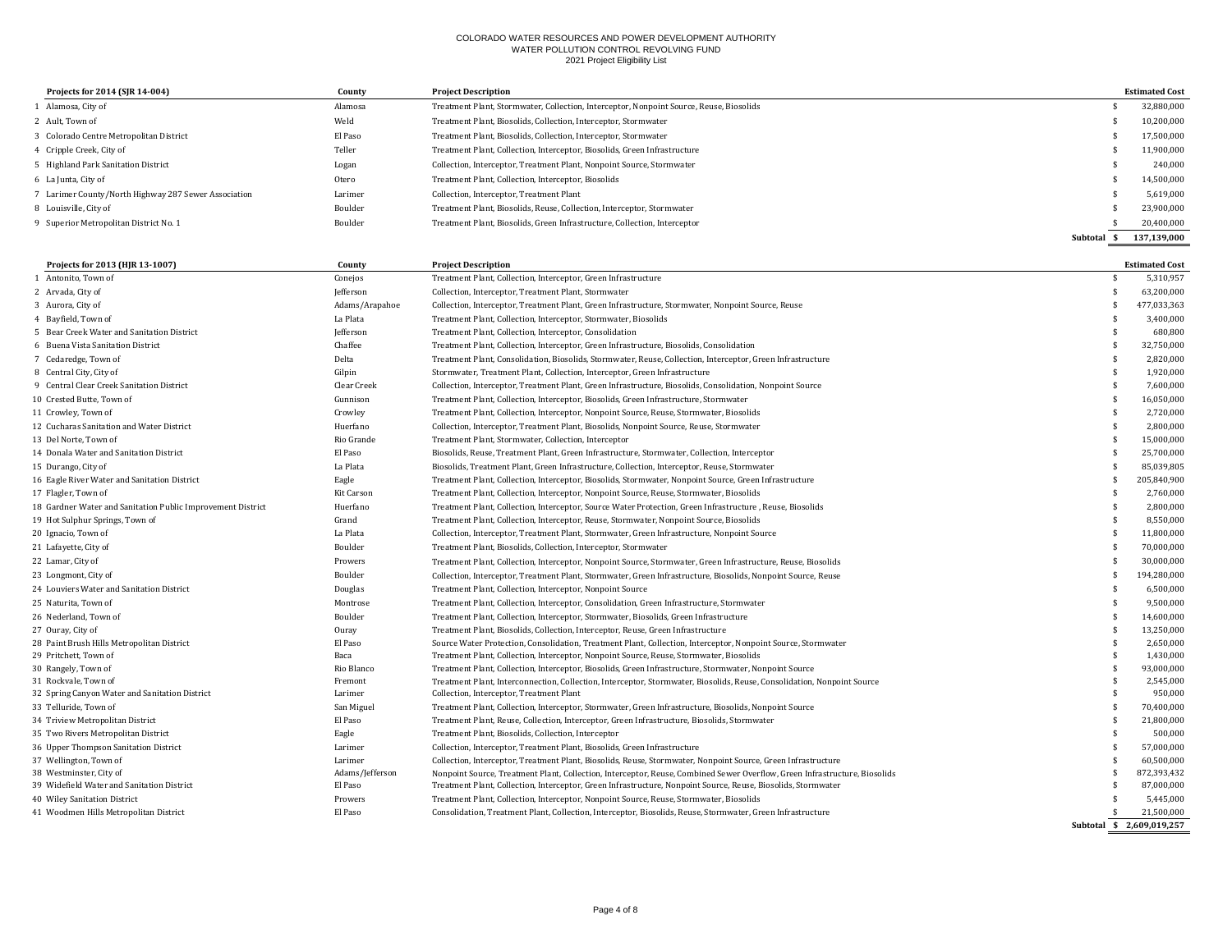COLORADO WATER RESOURCES AND POWER DEVELOPMENT AUTHORITY
WATER POLLUTION CONTROL REVOLVING FUND
2021 Project Eligibility List

| | Projects for 2014 (SJR 14-004) | County | Project Description | Estimated Cost |
|---|---|---|---|---|
| 1 | Alamosa, City of | Alamosa | Treatment Plant, Stormwater, Collection, Interceptor, Nonpoint Source, Reuse, Biosolids | $ 32,880,000 |
| 2 | Ault, Town of | Weld | Treatment Plant, Biosolids, Collection, Interceptor, Stormwater | $ 10,200,000 |
| 3 | Colorado Centre Metropolitan District | El Paso | Treatment Plant, Biosolids, Collection, Interceptor, Stormwater | $ 17,500,000 |
| 4 | Cripple Creek, City of | Teller | Treatment Plant, Collection, Interceptor, Biosolids, Green Infrastructure | $ 11,900,000 |
| 5 | Highland Park Sanitation District | Logan | Collection, Interceptor, Treatment Plant, Nonpoint Source, Stormwater | $ 240,000 |
| 6 | La Junta, City of | Otero | Treatment Plant, Collection, Interceptor, Biosolids | $ 14,500,000 |
| 7 | Larimer County/North Highway 287 Sewer Association | Larimer | Collection, Interceptor, Treatment Plant | $ 5,619,000 |
| 8 | Louisville, City of | Boulder | Treatment Plant, Biosolids, Reuse, Collection, Interceptor, Stormwater | $ 23,900,000 |
| 9 | Superior Metropolitan District No. 1 | Boulder | Treatment Plant, Biosolids, Green Infrastructure, Collection, Interceptor | $ 20,400,000 |
| | | | **Subtotal** | **$ 137,139,000** |

| | Projects for 2013 (HJR 13-1007) | County | Project Description | Estimated Cost |
|---|---|---|---|---|
| 1 | Antonito, Town of | Conejos | Treatment Plant, Collection, Interceptor, Green Infrastructure | $ 5,310,957 |
| 2 | Arvada, City of | Jefferson | Collection, Interceptor, Treatment Plant, Stormwater | $ 63,200,000 |
| 3 | Aurora, City of | Adams/Arapahoe | Collection, Interceptor, Treatment Plant, Green Infrastructure, Stormwater, Nonpoint Source, Reuse | $ 477,033,363 |
| 4 | Bayfield, Town of | La Plata | Treatment Plant, Collection, Interceptor, Stormwater, Biosolids | $ 3,400,000 |
| 5 | Bear Creek Water and Sanitation District | Jefferson | Treatment Plant, Collection, Interceptor, Consolidation | $ 680,800 |
| 6 | Buena Vista Sanitation District | Chaffee | Treatment Plant, Collection, Interceptor, Green Infrastructure, Biosolids, Consolidation | $ 32,750,000 |
| 7 | Cedaredge, Town of | Delta | Treatment Plant, Consolidation, Biosolids, Stormwater, Reuse, Collection, Interceptor, Green Infrastructure | $ 2,820,000 |
| 8 | Central City, City of | Gilpin | Stormwater, Treatment Plant, Collection, Interceptor, Green Infrastructure | $ 1,920,000 |
| 9 | Central Clear Creek Sanitation District | Clear Creek | Collection, Interceptor, Treatment Plant, Green Infrastructure, Biosolids, Consolidation, Nonpoint Source | $ 7,600,000 |
| 10 | Crested Butte, Town of | Gunnison | Treatment Plant, Collection, Interceptor, Biosolids, Green Infrastructure, Stormwater | $ 16,050,000 |
| 11 | Crowley, Town of | Crowley | Treatment Plant, Collection, Interceptor, Nonpoint Source, Reuse, Stormwater, Biosolids | $ 2,720,000 |
| 12 | Cucharas Sanitation and Water District | Huerfano | Collection, Interceptor, Treatment Plant, Biosolids, Nonpoint Source, Reuse, Stormwater | $ 2,800,000 |
| 13 | Del Norte, Town of | Rio Grande | Treatment Plant, Stormwater, Collection, Interceptor | $ 15,000,000 |
| 14 | Donala Water and Sanitation District | El Paso | Biosolids, Reuse, Treatment Plant, Green Infrastructure, Stormwater, Collection, Interceptor | $ 25,700,000 |
| 15 | Durango, City of | La Plata | Biosolids, Treatment Plant, Green Infrastructure, Collection, Interceptor, Reuse, Stormwater | $ 85,039,805 |
| 16 | Eagle River Water and Sanitation District | Eagle | Treatment Plant, Collection, Interceptor, Biosolids, Stormwater, Nonpoint Source, Green Infrastructure | $ 205,840,900 |
| 17 | Flagler, Town of | Kit Carson | Treatment Plant, Collection, Interceptor, Nonpoint Source, Reuse, Stormwater, Biosolids | $ 2,760,000 |
| 18 | Gardner Water and Sanitation Public Improvement District | Huerfano | Treatment Plant, Collection, Interceptor, Source Water Protection, Green Infrastructure , Reuse, Biosolids | $ 2,800,000 |
| 19 | Hot Sulphur Springs, Town of | Grand | Treatment Plant, Collection, Interceptor, Reuse, Stormwater, Nonpoint Source, Biosolids | $ 8,550,000 |
| 20 | Ignacio, Town of | La Plata | Collection, Interceptor, Treatment Plant, Stormwater, Green Infrastructure, Nonpoint Source | $ 11,800,000 |
| 21 | Lafayette, City of | Boulder | Treatment Plant, Biosolids, Collection, Interceptor, Stormwater | $ 70,000,000 |
| 22 | Lamar, City of | Prowers | Treatment Plant, Collection, Interceptor, Nonpoint Source, Stormwater, Green Infrastructure, Reuse, Biosolids | $ 30,000,000 |
| 23 | Longmont, City of | Boulder | Collection, Interceptor, Treatment Plant, Stormwater, Green Infrastructure, Biosolids, Nonpoint Source, Reuse | $ 194,280,000 |
| 24 | Louviers Water and Sanitation District | Douglas | Treatment Plant, Collection, Interceptor, Nonpoint Source | $ 6,500,000 |
| 25 | Naturita, Town of | Montrose | Treatment Plant, Collection, Interceptor, Consolidation, Green Infrastructure, Stormwater | $ 9,500,000 |
| 26 | Nederland, Town of | Boulder | Treatment Plant, Collection, Interceptor, Stormwater, Biosolids, Green Infrastructure | $ 14,600,000 |
| 27 | Ouray, City of | Ouray | Treatment Plant, Biosolids, Collection, Interceptor, Reuse, Green Infrastructure | $ 13,250,000 |
| 28 | Paint Brush Hills Metropolitan District | El Paso | Source Water Protection, Consolidation, Treatment Plant, Collection, Interceptor, Nonpoint Source, Stormwater | $ 2,650,000 |
| 29 | Pritchett, Town of | Baca | Treatment Plant, Collection, Interceptor, Nonpoint Source, Reuse, Stormwater, Biosolids | $ 1,430,000 |
| 30 | Rangely, Town of | Rio Blanco | Treatment Plant, Collection, Interceptor, Biosolids, Green Infrastructure, Stormwater, Nonpoint Source | $ 93,000,000 |
| 31 | Rockvale, Town of | Fremont | Treatment Plant, Interconnection, Collection, Interceptor, Stormwater, Biosolids, Reuse, Consolidation, Nonpoint Source | $ 2,545,000 |
| 32 | Spring Canyon Water and Sanitation District | Larimer | Collection, Interceptor, Treatment Plant | $ 950,000 |
| 33 | Telluride, Town of | San Miguel | Treatment Plant, Collection, Interceptor, Stormwater, Green Infrastructure, Biosolids, Nonpoint Source | $ 70,400,000 |
| 34 | Triview Metropolitan District | El Paso | Treatment Plant, Reuse, Collection, Interceptor, Green Infrastructure, Biosolids, Stormwater | $ 21,800,000 |
| 35 | Two Rivers Metropolitan District | Eagle | Treatment Plant, Biosolids, Collection, Interceptor | $ 500,000 |
| 36 | Upper Thompson Sanitation District | Larimer | Collection, Interceptor, Treatment Plant, Biosolids, Green Infrastructure | $ 57,000,000 |
| 37 | Wellington, Town of | Larimer | Collection, Interceptor, Treatment Plant, Biosolids, Reuse, Stormwater, Nonpoint Source, Green Infrastructure | $ 60,500,000 |
| 38 | Westminster, City of | Adams/Jefferson | Nonpoint Source, Treatment Plant, Collection, Interceptor, Reuse, Combined Sewer Overflow, Green Infrastructure, Biosolids | $ 872,393,432 |
| 39 | Widefield Water and Sanitation District | El Paso | Treatment Plant, Collection, Interceptor, Green Infrastructure, Nonpoint Source, Reuse, Biosolids, Stormwater | $ 87,000,000 |
| 40 | Wiley Sanitation District | Prowers | Treatment Plant, Collection, Interceptor, Nonpoint Source, Reuse, Stormwater, Biosolids | $ 5,445,000 |
| 41 | Woodmen Hills Metropolitan District | El Paso | Consolidation, Treatment Plant, Collection, Interceptor, Biosolids, Reuse, Stormwater, Green Infrastructure | $ 21,500,000 |
| | | | **Subtotal** | **$ 2,609,019,257** |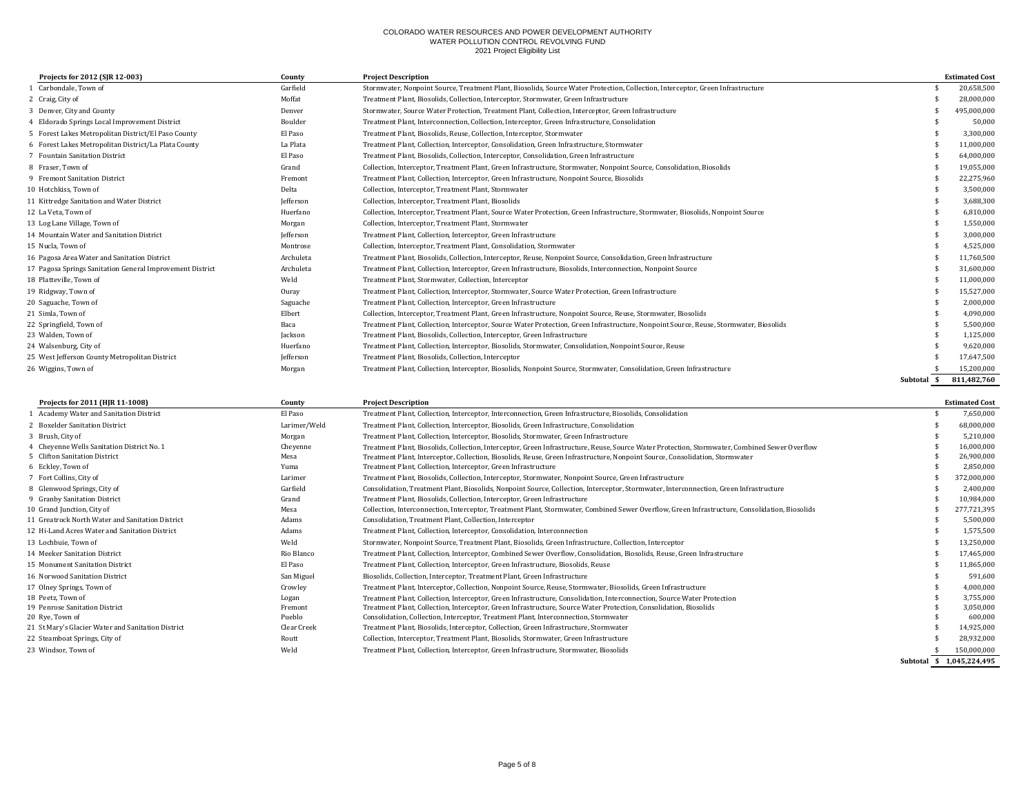COLORADO WATER RESOURCES AND POWER DEVELOPMENT AUTHORITY
WATER POLLUTION CONTROL REVOLVING FUND
2021 Project Eligibility List

| | Projects for 2012 (SJR 12-003) | County | Project Description | | Estimated Cost |
|---|---|---|---|---|---|
| 1 | Carbondale, Town of | Garfield | Stormwater, Nonpoint Source, Treatment Plant, Biosolids, Source Water Protection, Collection, Interceptor, Green Infrastructure | $ | 20,658,500 |
| 2 | Craig, City of | Moffat | Treatment Plant, Biosolids, Collection, Interceptor, Stormwater, Green Infrastructure | $ | 28,000,000 |
| 3 | Denver, City and County | Denver | Stormwater, Source Water Protection, Treatment Plant, Collection, Interceptor, Green Infrastructure | $ | 495,000,000 |
| 4 | Eldorado Springs Local Improvement District | Boulder | Treatment Plant, Interconnection, Collection, Interceptor, Green Infrastructure, Consolidation | $ | 50,000 |
| 5 | Forest Lakes Metropolitan District/El Paso County | El Paso | Treatment Plant, Biosolids, Reuse, Collection, Interceptor, Stormwater | $ | 3,300,000 |
| 6 | Forest Lakes Metropolitan District/La Plata County | La Plata | Treatment Plant, Collection, Interceptor, Consolidation, Green Infrastructure, Stormwater | $ | 11,000,000 |
| 7 | Fountain Sanitation District | El Paso | Treatment Plant, Biosolids, Collection, Interceptor, Consolidation, Green Infrastructure | $ | 64,000,000 |
| 8 | Fraser, Town of | Grand | Collection, Interceptor, Treatment Plant, Green Infrastructure, Stormwater, Nonpoint Source, Consolidation, Biosolids | $ | 19,055,000 |
| 9 | Fremont Sanitation District | Fremont | Treatment Plant, Collection, Interceptor, Green Infrastructure, Nonpoint Source, Biosolids | $ | 22,275,960 |
| 10 | Hotchkiss, Town of | Delta | Collection, Interceptor, Treatment Plant, Stormwater | $ | 3,500,000 |
| 11 | Kittredge Sanitation and Water District | Jefferson | Collection, Interceptor, Treatment Plant, Biosolids | $ | 3,688,300 |
| 12 | La Veta, Town of | Huerfano | Collection, Interceptor, Treatment Plant, Source Water Protection, Green Infrastructure, Stormwater, Biosolids, Nonpoint Source | $ | 6,810,000 |
| 13 | Log Lane Village, Town of | Morgan | Collection, Interceptor, Treatment Plant, Stormwater | $ | 1,550,000 |
| 14 | Mountain Water and Sanitation District | Jefferson | Treatment Plant, Collection, Interceptor, Green Infrastructure | $ | 3,000,000 |
| 15 | Nucla, Town of | Montrose | Collection, Interceptor, Treatment Plant, Consolidation, Stormwater | $ | 4,525,000 |
| 16 | Pagosa Area Water and Sanitation District | Archuleta | Treatment Plant, Biosolids, Collection, Interceptor, Reuse, Nonpoint Source, Consolidation, Green Infrastructure | $ | 11,760,500 |
| 17 | Pagosa Springs Sanitation General Improvement District | Archuleta | Treatment Plant, Collection, Interceptor, Green Infrastructure, Biosolids, Interconnection, Nonpoint Source | $ | 31,600,000 |
| 18 | Platteville, Town of | Weld | Treatment Plant, Stormwater, Collection, Interceptor | $ | 11,000,000 |
| 19 | Ridgway, Town of | Ouray | Treatment Plant, Collection, Interceptor, Stormwater, Source Water Protection, Green Infrastructure | $ | 15,527,000 |
| 20 | Saguache, Town of | Saguache | Treatment Plant, Collection, Interceptor, Green Infrastructure | $ | 2,000,000 |
| 21 | Simla, Town of | Elbert | Collection, Interceptor, Treatment Plant, Green Infrastructure, Nonpoint Source, Reuse, Stormwater, Biosolids | $ | 4,090,000 |
| 22 | Springfield, Town of | Baca | Treatment Plant, Collection, Interceptor, Source Water Protection, Green Infrastructure, Nonpoint Source, Reuse, Stormwater, Biosolids | $ | 5,500,000 |
| 23 | Walden, Town of | Jackson | Treatment Plant, Biosolids, Collection, Interceptor, Green Infrastructure | $ | 1,125,000 |
| 24 | Walsenburg, City of | Huerfano | Treatment Plant, Collection, Interceptor, Biosolids, Stormwater, Consolidation, Nonpoint Source, Reuse | $ | 9,620,000 |
| 25 | West Jefferson County Metropolitan District | Jefferson | Treatment Plant, Biosolids, Collection, Interceptor | $ | 17,647,500 |
| 26 | Wiggins, Town of | Morgan | Treatment Plant, Collection, Interceptor, Biosolids, Nonpoint Source, Stormwater, Consolidation, Green Infrastructure | $ | 15,200,000 |
| | | | **Subtotal** | **$** | **811,482,760** |

| | Projects for 2011 (HJR 11-1008) | County | Project Description | | Estimated Cost |
|---|---|---|---|---|---|
| 1 | Academy Water and Sanitation District | El Paso | Treatment Plant, Collection, Interceptor, Interconnection, Green Infrastructure, Biosolids, Consolidation | $ | 7,650,000 |
| 2 | Boxelder Sanitation District | Larimer/Weld | Treatment Plant, Collection, Interceptor, Biosolids, Green Infrastructure, Consolidation | $ | 68,000,000 |
| 3 | Brush, City of | Morgan | Treatment Plant, Collection, Interceptor, Biosolids, Stormwater, Green Infrastructure | $ | 5,210,000 |
| 4 | Cheyenne Wells Sanitation District No. 1 | Cheyenne | Treatment Plant, Biosolids, Collection, Interceptor, Green Infrastructure, Reuse, Source Water Protection, Stormwater, Combined Sewer Overflow | $ | 16,000,000 |
| 5 | Clifton Sanitation District | Mesa | Treatment Plant, Interceptor, Collection, Biosolids, Reuse, Green Infrastructure, Nonpoint Source, Consolidation, Stormwater | $ | 26,900,000 |
| 6 | Eckley, Town of | Yuma | Treatment Plant, Collection, Interceptor, Green Infrastructure | $ | 2,850,000 |
| 7 | Fort Collins, City of | Larimer | Treatment Plant, Biosolids, Collection, Interceptor, Stormwater, Nonpoint Source, Green Infrastructure | $ | 372,000,000 |
| 8 | Glenwood Springs, City of | Garfield | Consolidation, Treatment Plant, Biosolids, Nonpoint Source, Collection, Interceptor, Stormwater, Interconnection, Green Infrastructure | $ | 2,400,000 |
| 9 | Granby Sanitation District | Grand | Treatment Plant, Biosolids, Collection, Interceptor, Green Infrastructure | $ | 10,984,000 |
| 10 | Grand Junction, City of | Mesa | Collection, Interconnection, Interceptor, Treatment Plant, Stormwater, Combined Sewer Overflow, Green Infrastructure, Consolidation, Biosolids | $ | 277,721,395 |
| 11 | Greatrock North Water and Sanitation District | Adams | Consolidation, Treatment Plant, Collection, Interceptor | $ | 5,500,000 |
| 12 | Hi-Land Acres Water and Sanitation District | Adams | Treatment Plant, Collection, Interceptor, Consolidation, Interconnection | $ | 1,575,500 |
| 13 | Lochbuie, Town of | Weld | Stormwater, Nonpoint Source, Treatment Plant, Biosolids, Green Infrastructure, Collection, Interceptor | $ | 13,250,000 |
| 14 | Meeker Sanitation District | Rio Blanco | Treatment Plant, Collection, Interceptor, Combined Sewer Overflow, Consolidation, Biosolids, Reuse, Green Infrastructure | $ | 17,465,000 |
| 15 | Monument Sanitation District | El Paso | Treatment Plant, Collection, Interceptor, Green Infrastructure, Biosolids, Reuse | $ | 11,865,000 |
| 16 | Norwood Sanitation District | San Miguel | Biosolids, Collection, Interceptor, Treatment Plant, Green Infrastructure | $ | 591,600 |
| 17 | Olney Springs, Town of | Crowley | Treatment Plant, Interceptor, Collection, Nonpoint Source, Reuse, Stormwater, Biosolids, Green Infrastructure | $ | 4,000,000 |
| 18 | Peetz, Town of | Logan | Treatment Plant, Collection, Interceptor, Green Infrastructure, Consolidation, Interconnection, Source Water Protection | $ | 3,755,000 |
| 19 | Penrose Sanitation District | Fremont | Treatment Plant, Collection, Interceptor, Green Infrastructure, Source Water Protection, Consolidation, Biosolids | $ | 3,050,000 |
| 20 | Rye, Town of | Pueblo | Consolidation, Collection, Interceptor, Treatment Plant, Interconnection, Stormwater | $ | 600,000 |
| 21 | St Mary's Glacier Water and Sanitation District | Clear Creek | Treatment Plant, Biosolids, Interceptor, Collection, Green Infrastructure, Stormwater | $ | 14,925,000 |
| 22 | Steamboat Springs, City of | Routt | Collection, Interceptor, Treatment Plant, Biosolids, Stormwater, Green Infrastructure | $ | 28,932,000 |
| 23 | Windsor, Town of | Weld | Treatment Plant, Collection, Interceptor, Green Infrastructure, Stormwater, Biosolids | $ | 150,000,000 |
| | | | **Subtotal** | **$** | **1,045,224,495** |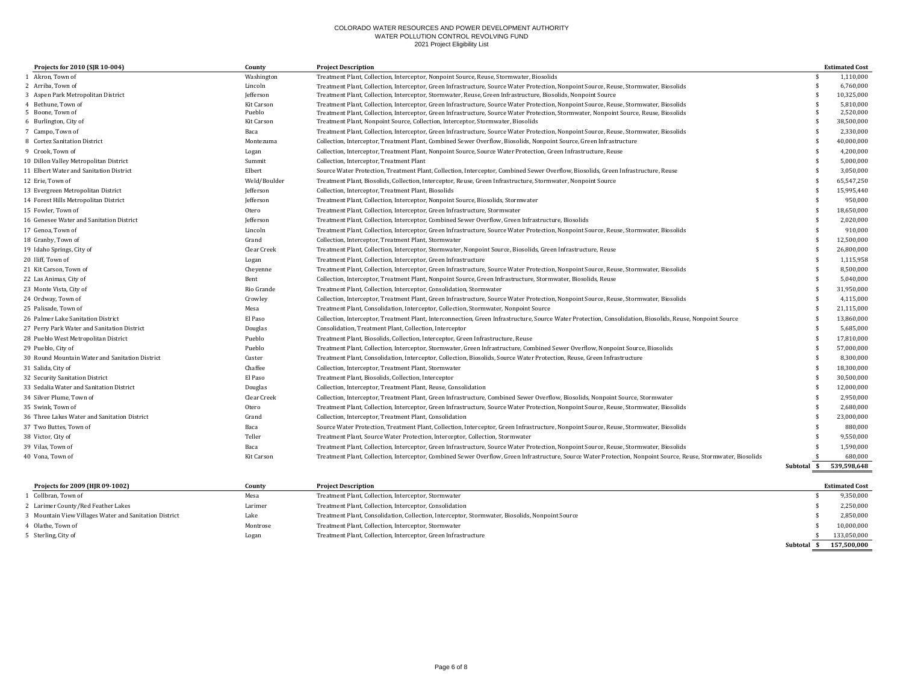COLORADO WATER RESOURCES AND POWER DEVELOPMENT AUTHORITY
WATER POLLUTION CONTROL REVOLVING FUND
2021 Project Eligibility List

| | Projects for 2010 (SJR 10-004) | County | Project Description | Estimated Cost |
|---|---|---|---|---|
| 1 | Akron, Town of | Washington | Treatment Plant, Collection, Interceptor, Nonpoint Source, Reuse, Stormwater, Biosolids | $ 1,110,000 |
| 2 | Arriba, Town of | Lincoln | Treatment Plant, Collection, Interceptor, Green Infrastructure, Source Water Protection, Nonpoint Source, Reuse, Stormwater, Biosolids | $ 6,760,000 |
| 3 | Aspen Park Metropolitan District | Jefferson | Treatment Plant, Collection, Interceptor, Stormwater, Reuse, Green Infrastructure, Biosolids, Nonpoint Source | $ 10,325,000 |
| 4 | Bethune, Town of | Kit Carson | Treatment Plant, Collection, Interceptor, Green Infrastructure, Source Water Protection, Nonpoint Source, Reuse, Stormwater, Biosolids | $ 5,810,000 |
| 5 | Boone, Town of | Pueblo | Treatment Plant, Collection, Interceptor, Green Infrastructure, Source Water Protection, Stormwater, Nonpoint Source, Reuse, Biosolids | $ 2,520,000 |
| 6 | Burlington, City of | Kit Carson | Treatment Plant, Nonpoint Source, Collection, Interceptor, Stormwater, Biosolids | $ 38,500,000 |
| 7 | Campo, Town of | Baca | Treatment Plant, Collection, Interceptor, Green Infrastructure, Source Water Protection, Nonpoint Source, Reuse, Stormwater, Biosolids | $ 2,330,000 |
| 8 | Cortez Sanitation District | Montezuma | Collection, Interceptor, Treatment Plant, Combined Sewer Overflow, Biosolids, Nonpoint Source, Green Infrastructure | $ 40,000,000 |
| 9 | Crook, Town of | Logan | Collection, Interceptor, Treatment Plant, Nonpoint Source, Source Water Protection, Green Infrastructure, Reuse | $ 4,200,000 |
| 10 | Dillon Valley Metropolitan District | Summit | Collection, Interceptor, Treatment Plant | $ 5,000,000 |
| 11 | Elbert Water and Sanitation District | Elbert | Source Water Protection, Treatment Plant, Collection, Interceptor, Combined Sewer Overflow, Biosolids, Green Infrastructure, Reuse | $ 3,050,000 |
| 12 | Erie, Town of | Weld/Boulder | Treatment Plant, Biosolids, Collection, Interceptor, Reuse, Green Infrastructure, Stormwater, Nonpoint Source | $ 65,547,250 |
| 13 | Evergreen Metropolitan District | Jefferson | Collection, Interceptor, Treatment Plant, Biosolids | $ 15,995,440 |
| 14 | Forest Hills Metropolitan District | Jefferson | Treatment Plant, Collection, Interceptor, Nonpoint Source, Biosolids, Stormwater | $ 950,000 |
| 15 | Fowler, Town of | Otero | Treatment Plant, Collection, Interceptor, Green Infrastructure, Stormwater | $ 18,650,000 |
| 16 | Genesee Water and Sanitation District | Jefferson | Treatment Plant, Collection, Interceptor, Combined Sewer Overflow, Green Infrastructure, Biosolids | $ 2,020,000 |
| 17 | Genoa, Town of | Lincoln | Treatment Plant, Collection, Interceptor, Green Infrastructure, Source Water Protection, Nonpoint Source, Reuse, Stormwater, Biosolids | $ 910,000 |
| 18 | Granby, Town of | Grand | Collection, Interceptor, Treatment Plant, Stormwater | $ 12,500,000 |
| 19 | Idaho Springs, City of | Clear Creek | Treatment Plant, Collection, Interceptor, Stormwater, Nonpoint Source, Biosolids, Green Infrastructure, Reuse | $ 26,800,000 |
| 20 | Iliff, Town of | Logan | Treatment Plant, Collection, Interceptor, Green Infrastructure | $ 1,115,958 |
| 21 | Kit Carson, Town of | Cheyenne | Treatment Plant, Collection, Interceptor, Green Infrastructure, Source Water Protection, Nonpoint Source, Reuse, Stormwater, Biosolids | $ 8,500,000 |
| 22 | Las Animas, City of | Bent | Collection, Interceptor, Treatment Plant, Nonpoint Source, Green Infrastructure, Stormwater, Biosolids, Reuse | $ 5,040,000 |
| 23 | Monte Vista, City of | Rio Grande | Treatment Plant, Collection, Interceptor, Consolidation, Stormwater | $ 31,950,000 |
| 24 | Ordway, Town of | Crowley | Collection, Interceptor, Treatment Plant, Green Infrastructure, Source Water Protection, Nonpoint Source, Reuse, Stormwater, Biosolids | $ 4,115,000 |
| 25 | Palisade, Town of | Mesa | Treatment Plant, Consolidation, Interceptor, Collection, Stormwater, Nonpoint Source | $ 21,115,000 |
| 26 | Palmer Lake Sanitation District | El Paso | Collection, Interceptor, Treatment Plant, Interconnection, Green Infrastructure, Source Water Protection, Consolidation, Biosolids, Reuse, Nonpoint Source | $ 13,860,000 |
| 27 | Perry Park Water and Sanitation District | Douglas | Consolidation, Treatment Plant, Collection, Interceptor | $ 5,685,000 |
| 28 | Pueblo West Metropolitan District | Pueblo | Treatment Plant, Biosolids, Collection, Interceptor, Green Infrastructure, Reuse | $ 17,810,000 |
| 29 | Pueblo, City of | Pueblo | Treatment Plant, Collection, Interceptor, Stormwater, Green Infrastructure, Combined Sewer Overflow, Nonpoint Source, Biosolids | $ 57,000,000 |
| 30 | Round Mountain Water and Sanitation District | Custer | Treatment Plant, Consolidation, Interceptor, Collection, Biosolids, Source Water Protection, Reuse, Green Infrastructure | $ 8,300,000 |
| 31 | Salida, City of | Chaffee | Collection, Interceptor, Treatment Plant, Stormwater | $ 18,300,000 |
| 32 | Security Sanitation District | El Paso | Treatment Plant, Biosolids, Collection, Interceptor | $ 30,500,000 |
| 33 | Sedalia Water and Sanitation District | Douglas | Collection, Interceptor, Treatment Plant, Reuse, Consolidation | $ 12,000,000 |
| 34 | Silver Plume, Town of | Clear Creek | Collection, Interceptor, Treatment Plant, Green Infrastructure, Combined Sewer Overflow, Biosolids, Nonpoint Source, Stormwater | $ 2,950,000 |
| 35 | Swink, Town of | Otero | Treatment Plant, Collection, Interceptor, Green Infrastructure, Source Water Protection, Nonpoint Source, Reuse, Stormwater, Biosolids | $ 2,680,000 |
| 36 | Three Lakes Water and Sanitation District | Grand | Collection, Interceptor, Treatment Plant, Consolidation | $ 23,000,000 |
| 37 | Two Buttes, Town of | Baca | Source Water Protection, Treatment Plant, Collection, Interceptor, Green Infrastructure, Nonpoint Source, Reuse, Stormwater, Biosolids | $ 880,000 |
| 38 | Victor, City of | Teller | Treatment Plant, Source Water Protection, Interceptor, Collection, Stormwater | $ 9,550,000 |
| 39 | Vilas, Town of | Baca | Treatment Plant, Collection, Interceptor, Green Infrastructure, Source Water Protection, Nonpoint Source, Reuse, Stormwater, Biosolids | $ 1,590,000 |
| 40 | Vona, Town of | Kit Carson | Treatment Plant, Collection, Interceptor, Combined Sewer Overflow, Green Infrastructure, Source Water Protection, Nonpoint Source, Reuse, Stormwater, Biosolids | $ 680,000 |
| | | | **Subtotal** | **$ 539,598,648** |

| | Projects for 2009 (HJR 09-1002) | County | Project Description | Estimated Cost |
|---|---|---|---|---|
| 1 | Collbran, Town of | Mesa | Treatment Plant, Collection, Interceptor, Stormwater | $ 9,350,000 |
| 2 | Larimer County/Red Feather Lakes | Larimer | Treatment Plant, Collection, Interceptor, Consolidation | $ 2,250,000 |
| 3 | Mountain View Villages Water and Sanitation District | Lake | Treatment Plant, Consolidation, Collection, Interceptor, Stormwater, Biosolids, Nonpoint Source | $ 2,850,000 |
| 4 | Olathe, Town of | Montrose | Treatment Plant, Collection, Interceptor, Stormwater | $ 10,000,000 |
| 5 | Sterling, City of | Logan | Treatment Plant, Collection, Interceptor, Green Infrastructure | $ 133,050,000 |
| | | | **Subtotal** | **$ 157,500,000** |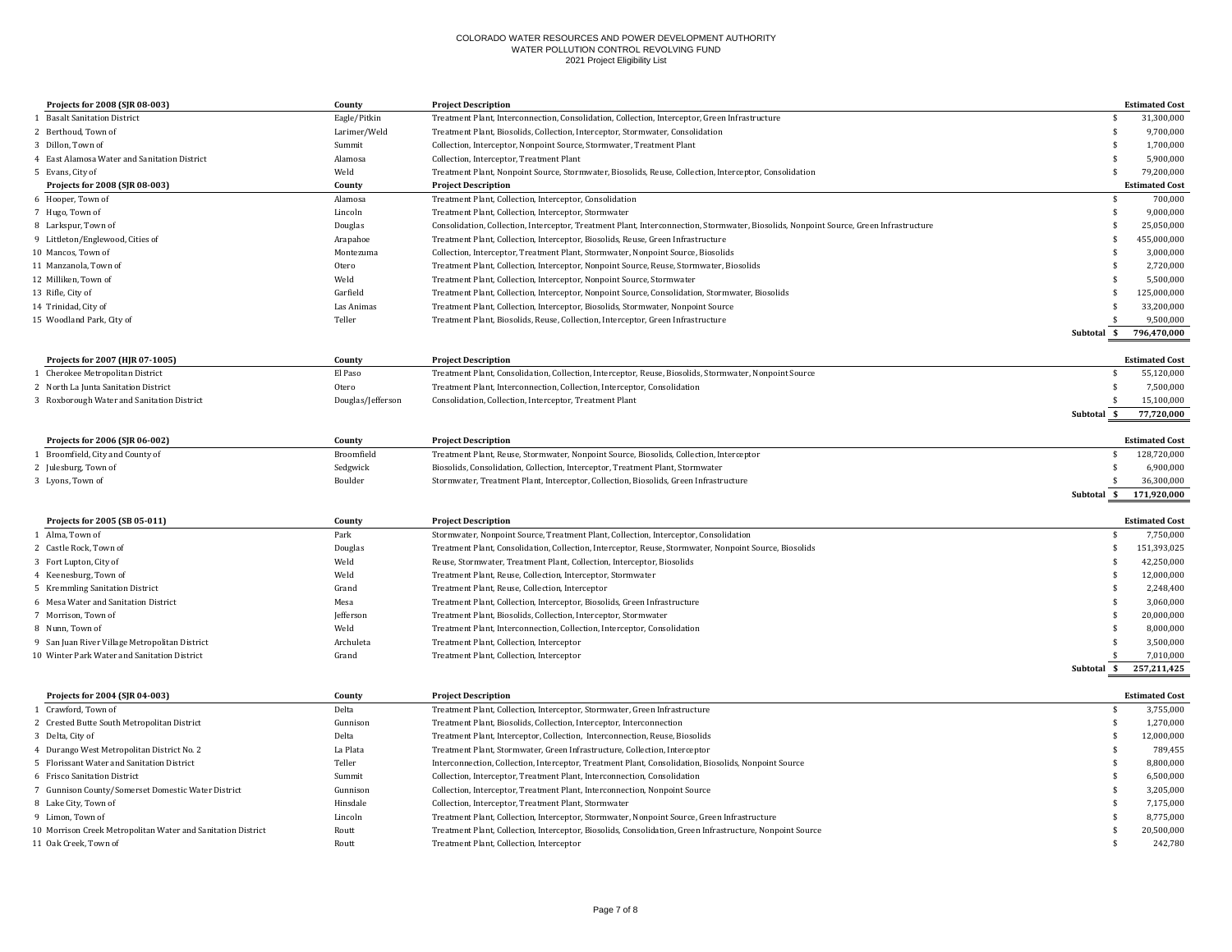COLORADO WATER RESOURCES AND POWER DEVELOPMENT AUTHORITY
WATER POLLUTION CONTROL REVOLVING FUND
2021 Project Eligibility List

| | Projects for 2008 (SJR 08-003) | County | Project Description | Estimated Cost |
|---|---|---|---|---|
| 1 | Basalt Sanitation District | Eagle/Pitkin | Treatment Plant, Interconnection, Consolidation, Collection, Interceptor, Green Infrastructure | $ 31,300,000 |
| 2 | Berthoud, Town of | Larimer/Weld | Treatment Plant, Biosolids, Collection, Interceptor, Stormwater, Consolidation | $ 9,700,000 |
| 3 | Dillon, Town of | Summit | Collection, Interceptor, Nonpoint Source, Stormwater, Treatment Plant | $ 1,700,000 |
| 4 | East Alamosa Water and Sanitation District | Alamosa | Collection, Interceptor, Treatment Plant | $ 5,900,000 |
| 5 | Evans, City of | Weld | Treatment Plant, Nonpoint Source, Stormwater, Biosolids, Reuse, Collection, Interceptor, Consolidation | $ 79,200,000 |
| | **Projects for 2008 (SJR 08-003)** | **County** | **Project Description** | **Estimated Cost** |
| 6 | Hooper, Town of | Alamosa | Treatment Plant, Collection, Interceptor, Consolidation | $ 700,000 |
| 7 | Hugo, Town of | Lincoln | Treatment Plant, Collection, Interceptor, Stormwater | $ 9,000,000 |
| 8 | Larkspur, Town of | Douglas | Consolidation, Collection, Interceptor, Treatment Plant, Interconnection, Stormwater, Biosolids, Nonpoint Source, Green Infrastructure | $ 25,050,000 |
| 9 | Littleton/Englewood, Cities of | Arapahoe | Treatment Plant, Collection, Interceptor, Biosolids, Reuse, Green Infrastructure | $ 455,000,000 |
| 10 | Mancos, Town of | Montezuma | Collection, Interceptor, Treatment Plant, Stormwater, Nonpoint Source, Biosolids | $ 3,000,000 |
| 11 | Manzanola, Town of | Otero | Treatment Plant, Collection, Interceptor, Nonpoint Source, Reuse, Stormwater, Biosolids | $ 2,720,000 |
| 12 | Milliken, Town of | Weld | Treatment Plant, Collection, Interceptor, Nonpoint Source, Stormwater | $ 5,500,000 |
| 13 | Rifle, City of | Garfield | Treatment Plant, Collection, Interceptor, Nonpoint Source, Consolidation, Stormwater, Biosolids | $ 125,000,000 |
| 14 | Trinidad, City of | Las Animas | Treatment Plant, Collection, Interceptor, Biosolids, Stormwater, Nonpoint Source | $ 33,200,000 |
| 15 | Woodland Park, City of | Teller | Treatment Plant, Biosolids, Reuse, Collection, Interceptor, Green Infrastructure | $ 9,500,000 |
| | | | **Subtotal** | **$ 796,470,000** |

| | Projects for 2007 (HJR 07-1005) | County | Project Description | Estimated Cost |
|---|---|---|---|---|
| 1 | Cherokee Metropolitan District | El Paso | Treatment Plant, Consolidation, Collection, Interceptor, Reuse, Biosolids, Stormwater, Nonpoint Source | $ 55,120,000 |
| 2 | North La Junta Sanitation District | Otero | Treatment Plant, Interconnection, Collection, Interceptor, Consolidation | $ 7,500,000 |
| 3 | Roxborough Water and Sanitation District | Douglas/Jefferson | Consolidation, Collection, Interceptor, Treatment Plant | $ 15,100,000 |
| | | | **Subtotal** | **$ 77,720,000** |

| | Projects for 2006 (SJR 06-002) | County | Project Description | Estimated Cost |
|---|---|---|---|---|
| 1 | Broomfield, City and County of | Broomfield | Treatment Plant, Reuse, Stormwater, Nonpoint Source, Biosolids, Collection, Interceptor | $ 128,720,000 |
| 2 | Julesburg, Town of | Sedgwick | Biosolids, Consolidation, Collection, Interceptor, Treatment Plant, Stormwater | $ 6,900,000 |
| 3 | Lyons, Town of | Boulder | Stormwater, Treatment Plant, Interceptor, Collection, Biosolids, Green Infrastructure | $ 36,300,000 |
| | | | **Subtotal** | **$ 171,920,000** |

| | Projects for 2005 (SB 05-011) | County | Project Description | Estimated Cost |
|---|---|---|---|---|
| 1 | Alma, Town of | Park | Stormwater, Nonpoint Source, Treatment Plant, Collection, Interceptor, Consolidation | $ 7,750,000 |
| 2 | Castle Rock, Town of | Douglas | Treatment Plant, Consolidation, Collection, Interceptor, Reuse, Stormwater, Nonpoint Source, Biosolids | $ 151,393,025 |
| 3 | Fort Lupton, City of | Weld | Reuse, Stormwater, Treatment Plant, Collection, Interceptor, Biosolids | $ 42,250,000 |
| 4 | Keenesburg, Town of | Weld | Treatment Plant, Reuse, Collection, Interceptor, Stormwater | $ 12,000,000 |
| 5 | Kremmling Sanitation District | Grand | Treatment Plant, Reuse, Collection, Interceptor | $ 2,248,400 |
| 6 | Mesa Water and Sanitation District | Mesa | Treatment Plant, Collection, Interceptor, Biosolids, Green Infrastructure | $ 3,060,000 |
| 7 | Morrison, Town of | Jefferson | Treatment Plant, Biosolids, Collection, Interceptor, Stormwater | $ 20,000,000 |
| 8 | Nunn, Town of | Weld | Treatment Plant, Interconnection, Collection, Interceptor, Consolidation | $ 8,000,000 |
| 9 | San Juan River Village Metropolitan District | Archuleta | Treatment Plant, Collection, Interceptor | $ 3,500,000 |
| 10 | Winter Park Water and Sanitation District | Grand | Treatment Plant, Collection, Interceptor | $ 7,010,000 |
| | | | **Subtotal** | **$ 257,211,425** |

| | Projects for 2004 (SJR 04-003) | County | Project Description | Estimated Cost |
|---|---|---|---|---|
| 1 | Crawford, Town of | Delta | Treatment Plant, Collection, Interceptor, Stormwater, Green Infrastructure | $ 3,755,000 |
| 2 | Crested Butte South Metropolitan District | Gunnison | Treatment Plant, Biosolids, Collection, Interceptor, Interconnection | $ 1,270,000 |
| 3 | Delta, City of | Delta | Treatment Plant, Interceptor, Collection, Interconnection, Reuse, Biosolids | $ 12,000,000 |
| 4 | Durango West Metropolitan District No. 2 | La Plata | Treatment Plant, Stormwater, Green Infrastructure, Collection, Interceptor | $ 789,455 |
| 5 | Florissant Water and Sanitation District | Teller | Interconnection, Collection, Interceptor, Treatment Plant, Consolidation, Biosolids, Nonpoint Source | $ 8,800,000 |
| 6 | Frisco Sanitation District | Summit | Collection, Interceptor, Treatment Plant, Interconnection, Consolidation | $ 6,500,000 |
| 7 | Gunnison County/Somerset Domestic Water District | Gunnison | Collection, Interceptor, Treatment Plant, Interconnection, Nonpoint Source | $ 3,205,000 |
| 8 | Lake City, Town of | Hinsdale | Collection, Interceptor, Treatment Plant, Stormwater | $ 7,175,000 |
| 9 | Limon, Town of | Lincoln | Treatment Plant, Collection, Interceptor, Stormwater, Nonpoint Source, Green Infrastructure | $ 8,775,000 |
| 10 | Morrison Creek Metropolitan Water and Sanitation District | Routt | Treatment Plant, Collection, Interceptor, Biosolids, Consolidation, Green Infrastructure, Nonpoint Source | $ 20,500,000 |
| 11 | Oak Creek, Town of | Routt | Treatment Plant, Collection, Interceptor | $ 242,780 |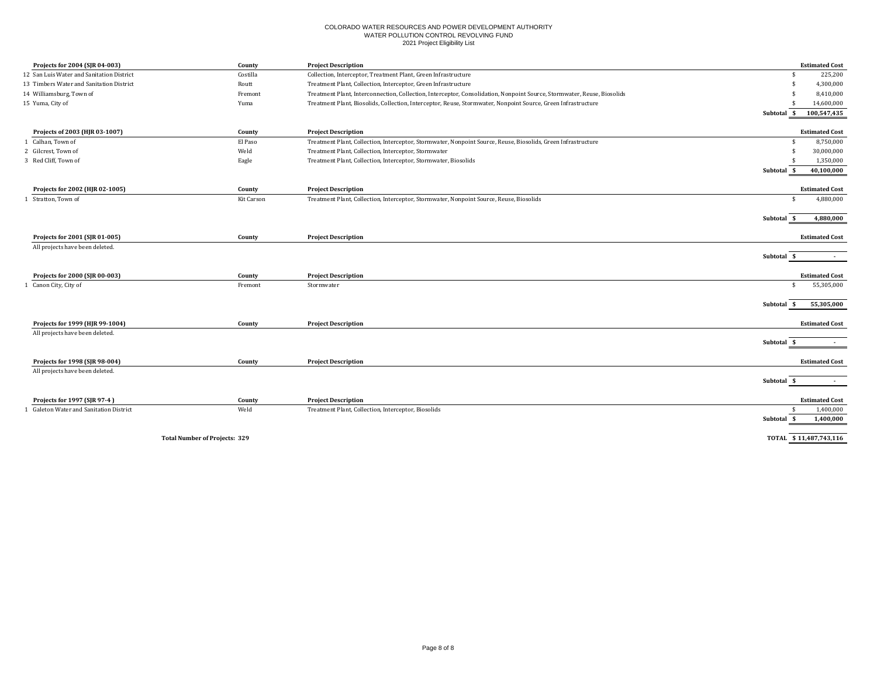COLORADO WATER RESOURCES AND POWER DEVELOPMENT AUTHORITY
WATER POLLUTION CONTROL REVOLVING FUND
2021 Project Eligibility List

| Projects for 2004 (SJR 04-003) | County | Project Description | Estimated Cost |
|---|---|---|---|
| 12 San Luis Water and Sanitation District | Costilla | Collection, Interceptor, Treatment Plant, Green Infrastructure | $ 225,200 |
| 13 Timbers Water and Sanitation District | Routt | Treatment Plant, Collection, Interceptor, Green Infrastructure | $ 4,300,000 |
| 14 Williamsburg, Town of | Fremont | Treatment Plant, Interconnection, Collection, Interceptor, Consolidation, Nonpoint Source, Stormwater, Reuse, Biosolids | $ 8,410,000 |
| 15 Yuma, City of | Yuma | Treatment Plant, Biosolids, Collection, Interceptor, Reuse, Stormwater, Nonpoint Source, Green Infrastructure | $ 14,600,000 |
| | | Subtotal | $ 100,547,435 |

| Projects of 2003 (HJR 03-1007) | County | Project Description | Estimated Cost |
|---|---|---|---|
| 1 Calhan, Town of | El Paso | Treatment Plant, Collection, Interceptor, Stormwater, Nonpoint Source, Reuse, Biosolids, Green Infrastructure | $ 8,750,000 |
| 2 Gilcrest, Town of | Weld | Treatment Plant, Collection, Interceptor, Stormwater | $ 30,000,000 |
| 3 Red Cliff, Town of | Eagle | Treatment Plant, Collection, Interceptor, Stormwater, Biosolids | $ 1,350,000 |
| | | Subtotal | $ 40,100,000 |

| Projects for 2002 (HJR 02-1005) | County | Project Description | Estimated Cost |
|---|---|---|---|
| 1 Stratton, Town of | Kit Carson | Treatment Plant, Collection, Interceptor, Stormwater, Nonpoint Source, Reuse, Biosolids | $ 4,880,000 |
| | | Subtotal | $ 4,880,000 |

| Projects for 2001 (SJR 01-005) | County | Project Description | Estimated Cost |
|---|---|---|---|
| All projects have been deleted. | | | |
| | | Subtotal | $ - |

| Projects for 2000 (SJR 00-003) | County | Project Description | Estimated Cost |
|---|---|---|---|
| 1 Canon City, City of | Fremont | Stormwater | $ 55,305,000 |
| | | Subtotal | $ 55,305,000 |

| Projects for 1999 (HJR 99-1004) | County | Project Description | Estimated Cost |
|---|---|---|---|
| All projects have been deleted. | | | |
| | | Subtotal | $ - |

| Projects for 1998 (SJR 98-004) | County | Project Description | Estimated Cost |
|---|---|---|---|
| All projects have been deleted. | | | |
| | | Subtotal | $ - |

| Projects for 1997 (SJR 97-4 ) | County | Project Description | Estimated Cost |
|---|---|---|---|
| 1 Galeton Water and Sanitation District | Weld | Treatment Plant, Collection, Interceptor, Biosolids | $ 1,400,000 |
| | | Subtotal | $ 1,400,000 |

**Total Number of Projects: 329**

**TOTAL $ 11,487,743,116**